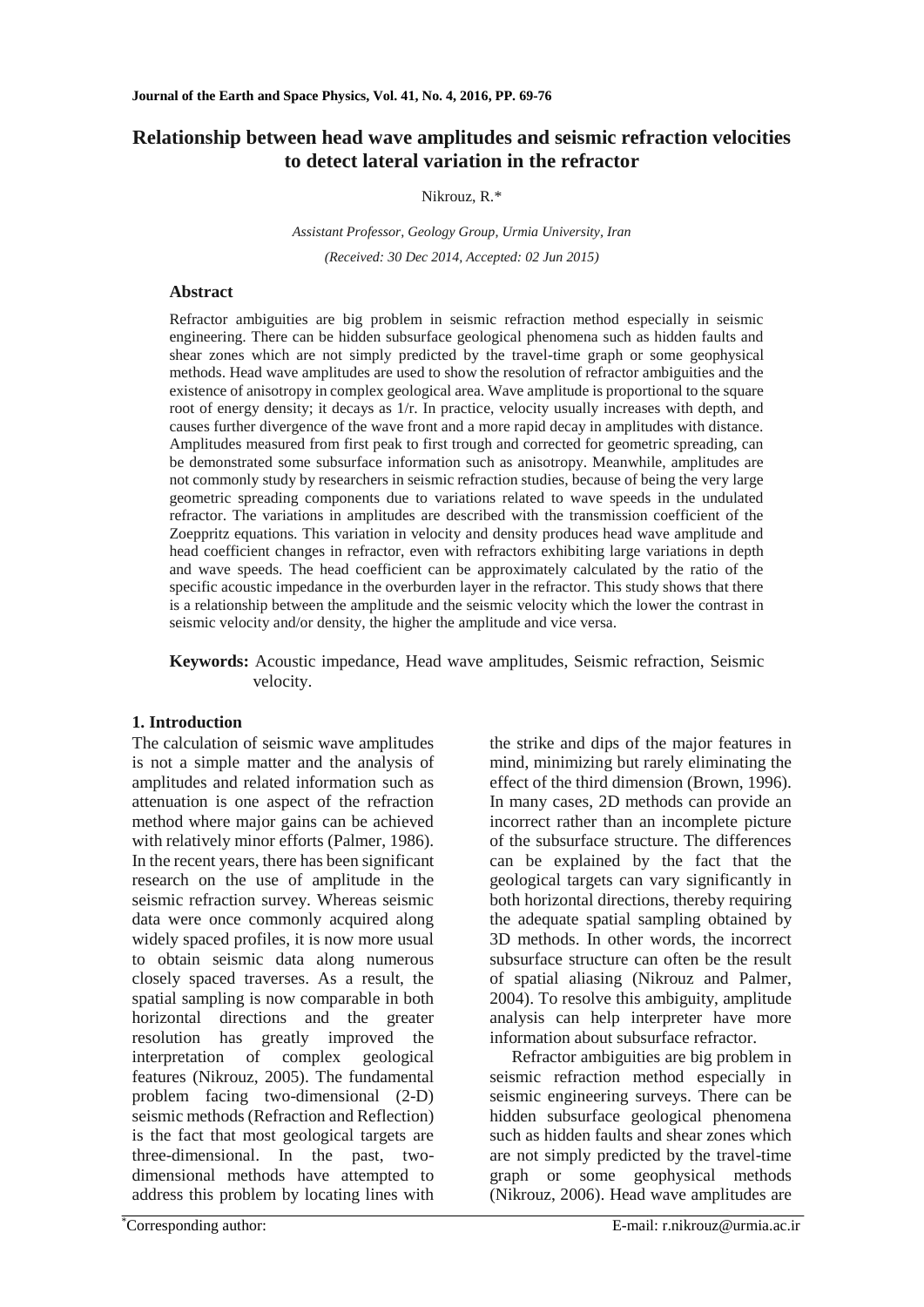# Relationship between head wave amplitudes and seismic refraction velocities to detect lateral variation in the refractor

Nikrouz, R.*

*Assistant Professor, Geology Group, Urmia University, Iran*

*(Received: 30 Dec 2014, Accepted: 02 Jun 2015)*

## Abstract

Refractor ambiguities are big problem in seismic refraction method especially in seismic engineering. There can be hidden subsurface geological phenomena such as hidden faults and shear zones which are not simply predicted by the travel-time graph or some geophysical methods. Head wave amplitudes are used to show the resolution of refractor ambiguities and the existence of anisotropy in complex geological area. Wave amplitude is proportional to the square root of energy density; it decays as 1/r. In practice, velocity usually increases with depth, and causes further divergence of the wave front and a more rapid decay in amplitudes with distance. Amplitudes measured from first peak to first trough and corrected for geometric spreading, can be demonstrated some subsurface information such as anisotropy. Meanwhile, amplitudes are not commonly study by researchers in seismic refraction studies, because of being the very large geometric spreading components due to variations related to wave speeds in the undulated refractor. The variations in amplitudes are described with the transmission coefficient of the Zoeppritz equations. This variation in velocity and density produces head wave amplitude and head coefficient changes in refractor, even with refractors exhibiting large variations in depth and wave speeds. The head coefficient can be approximately calculated by the ratio of the specific acoustic impedance in the overburden layer in the refractor. This study shows that there is a relationship between the amplitude and the seismic velocity which the lower the contrast in seismic velocity and/or density, the higher the amplitude and vice versa.

**Keywords:** Acoustic impedance, Head wave amplitudes, Seismic refraction, Seismic velocity.

## 1. Introduction

The calculation of seismic wave amplitudes is not a simple matter and the analysis of amplitudes and related information such as attenuation is one aspect of the refraction method where major gains can be achieved with relatively minor efforts (Palmer, 1986). In the recent years, there has been significant research on the use of amplitude in the seismic refraction survey. Whereas seismic data were once commonly acquired along widely spaced profiles, it is now more usual to obtain seismic data along numerous closely spaced traverses. As a result, the spatial sampling is now comparable in both horizontal directions and the greater resolution has greatly improved the interpretation of complex geological features (Nikrouz, 2005). The fundamental problem facing two-dimensional (2-D) seismic methods (Refraction and Reflection) is the fact that most geological targets are three-dimensional. In the past, two-dimensional methods have attempted to address this problem by locating lines with the strike and dips of the major features in mind, minimizing but rarely eliminating the effect of the third dimension (Brown, 1996). In many cases, 2D methods can provide an incorrect rather than an incomplete picture of the subsurface structure. The differences can be explained by the fact that the geological targets can vary significantly in both horizontal directions, thereby requiring the adequate spatial sampling obtained by 3D methods. In other words, the incorrect subsurface structure can often be the result of spatial aliasing (Nikrouz and Palmer, 2004). To resolve this ambiguity, amplitude analysis can help interpreter have more information about subsurface refractor.

Refractor ambiguities are big problem in seismic refraction method especially in seismic engineering surveys. There can be hidden subsurface geological phenomena such as hidden faults and shear zones which are not simply predicted by the travel-time graph or some geophysical methods (Nikrouz, 2006). Head wave amplitudes are

*Corresponding author: E-mail: r.nikrouz@urmia.ac.ir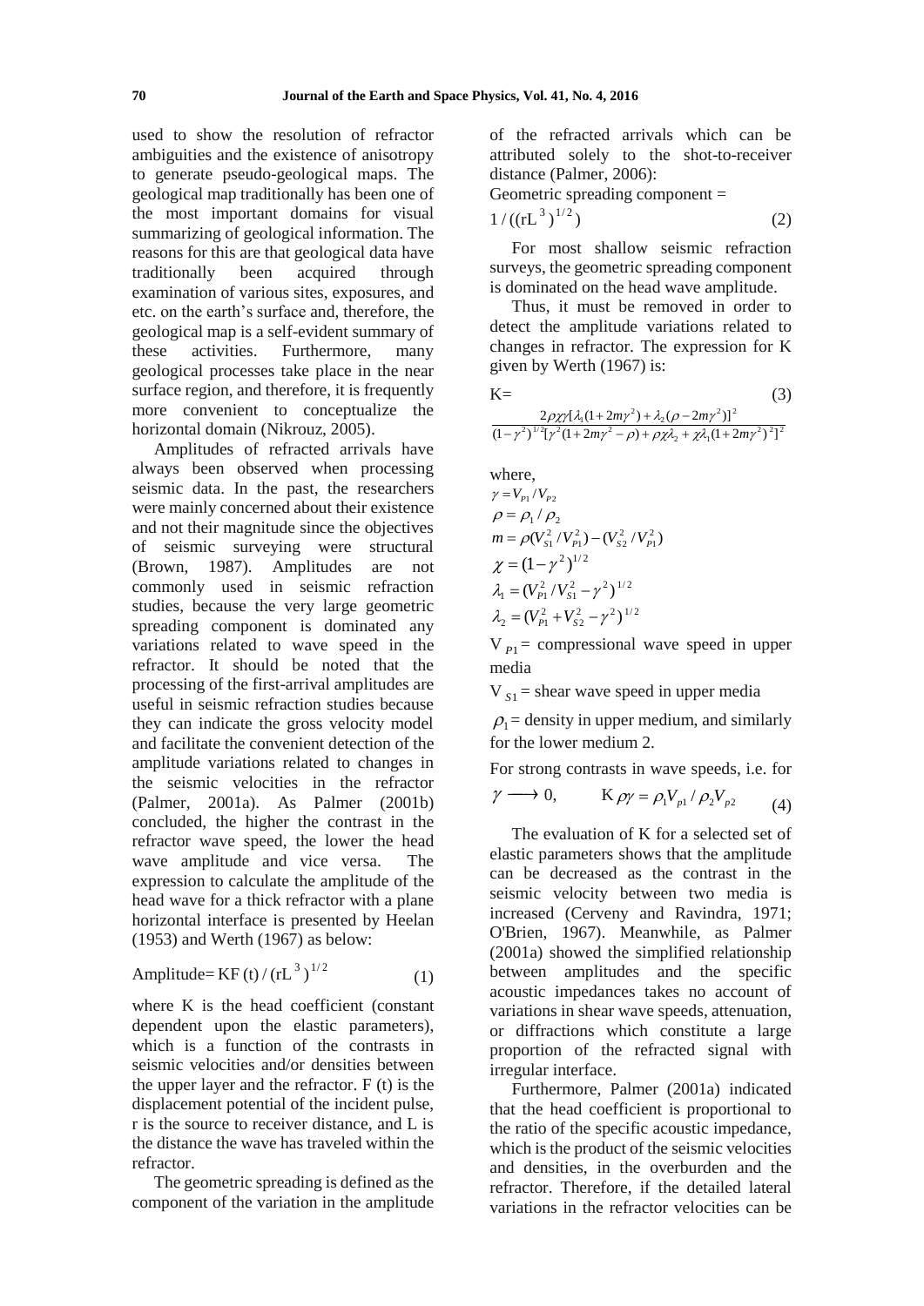used to show the resolution of refractor ambiguities and the existence of anisotropy to generate pseudo-geological maps. The geological map traditionally has been one of the most important domains for visual summarizing of geological information. The reasons for this are that geological data have traditionally been acquired through examination of various sites, exposures, and etc. on the earth's surface and, therefore, the geological map is a self-evident summary of these activities. Furthermore, many geological processes take place in the near surface region, and therefore, it is frequently more convenient to conceptualize the horizontal domain (Nikrouz, 2005).

Amplitudes of refracted arrivals have always been observed when processing seismic data. In the past, the researchers were mainly concerned about their existence and not their magnitude since the objectives of seismic surveying were structural (Brown, 1987). Amplitudes are not commonly used in seismic refraction studies, because the very large geometric spreading component is dominated any variations related to wave speed in the refractor. It should be noted that the processing of the first-arrival amplitudes are useful in seismic refraction studies because they can indicate the gross velocity model and facilitate the convenient detection of the amplitude variations related to changes in the seismic velocities in the refractor (Palmer, 2001a). As Palmer (2001b) concluded, the higher the contrast in the refractor wave speed, the lower the head wave amplitude and vice versa. The expression to calculate the amplitude of the head wave for a thick refractor with a plane horizontal interface is presented by Heelan (1953) and Werth (1967) as below:

$$\text{Amplitude} = \text{K F (t)} / (\text{rL}^3)^{1/2} \tag{1}$$

where K is the head coefficient (constant dependent upon the elastic parameters), which is a function of the contrasts in seismic velocities and/or densities between the upper layer and the refractor. F (t) is the displacement potential of the incident pulse, r is the source to receiver distance, and L is the distance the wave has traveled within the refractor.

The geometric spreading is defined as the component of the variation in the amplitude of the refracted arrivals which can be attributed solely to the shot-to-receiver distance (Palmer, 2006):

Geometric spreading component =

$$1 / ((\text{rL}^3)^{1/2}) \tag{2}$$

For most shallow seismic refraction surveys, the geometric spreading component is dominated on the head wave amplitude.

Thus, it must be removed in order to detect the amplitude variations related to changes in refractor. The expression for K given by Werth (1967) is:

$$\text{K} = \frac{2\rho\chi\gamma[\lambda_1(1+2m\gamma^2)+\lambda_2(\rho-2m\gamma^2)]^2}{(1-\gamma^2)^{1/2}[\gamma^2(1+2m\gamma^2-\rho)+\rho\chi\lambda_2+\chi\lambda_1(1+2m\gamma^2)^2]^2} \tag{3}$$

where,

$\gamma = V_{P1}/V_{P2}$

$\rho = \rho_1/\rho_2$

$m = \rho(V_{S1}^2/V_{P1}^2) - (V_{S2}^2/V_{P1}^2)$

$\chi = (1-\gamma^2)^{1/2}$

$\lambda_1 = (V_{P1}^2/V_{S1}^2 - \gamma^2)^{1/2}$

$\lambda_2 = (V_{P1}^2 + V_{S2}^2 - \gamma^2)^{1/2}$

$V_{P1}$ = compressional wave speed in upper media

$V_{S1}$ = shear wave speed in upper media

$\rho_1$ = density in upper medium, and similarly for the lower medium 2.

For strong contrasts in wave speeds, i.e. for

$$\gamma \longrightarrow 0, \qquad \text{K}\,\rho\gamma = \rho_1 V_{p1} / \rho_2 V_{p2} \tag{4}$$

The evaluation of K for a selected set of elastic parameters shows that the amplitude can be decreased as the contrast in the seismic velocity between two media is increased (Cerveny and Ravindra, 1971; O'Brien, 1967). Meanwhile, as Palmer (2001a) showed the simplified relationship between amplitudes and the specific acoustic impedances takes no account of variations in shear wave speeds, attenuation, or diffractions which constitute a large proportion of the refracted signal with irregular interface.

Furthermore, Palmer (2001a) indicated that the head coefficient is proportional to the ratio of the specific acoustic impedance, which is the product of the seismic velocities and densities, in the overburden and the refractor. Therefore, if the detailed lateral variations in the refractor velocities can be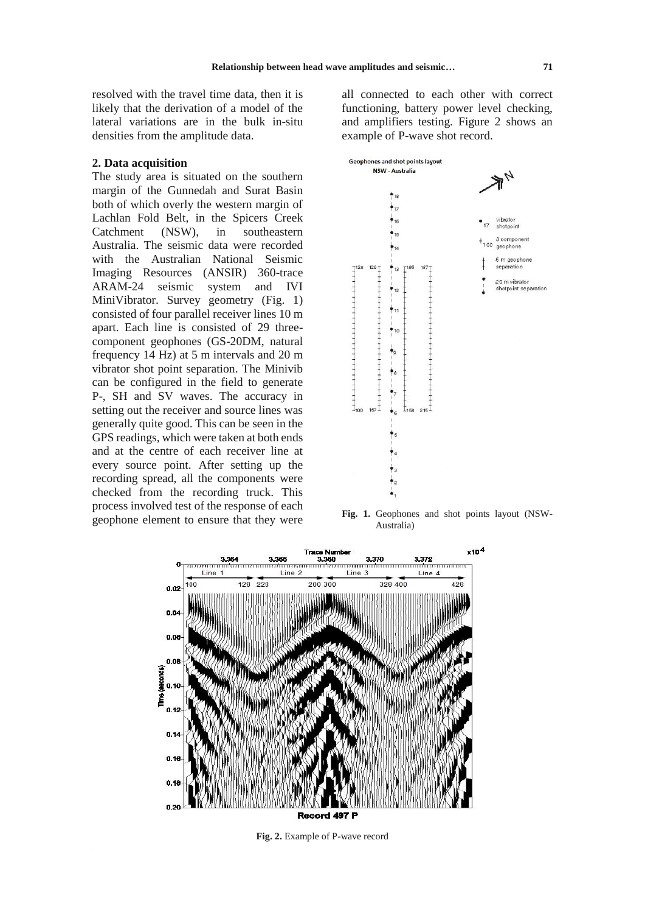resolved with the travel time data, then it is likely that the derivation of a model of the lateral variations are in the bulk in-situ densities from the amplitude data.

## 2. Data acquisition

The study area is situated on the southern margin of the Gunnedah and Surat Basin both of which overly the western margin of Lachlan Fold Belt, in the Spicers Creek Catchment (NSW), in southeastern Australia. The seismic data were recorded with the Australian National Seismic Imaging Resources (ANSIR) 360-trace ARAM-24 seismic system and IVI MiniVibrator. Survey geometry (Fig. 1) consisted of four parallel receiver lines 10 m apart. Each line is consisted of 29 three-component geophones (GS-20DM, natural frequency 14 Hz) at 5 m intervals and 20 m vibrator shot point separation. The Minivib can be configured in the field to generate P-, SH and SV waves. The accuracy in setting out the receiver and source lines was generally quite good. This can be seen in the GPS readings, which were taken at both ends and at the centre of each receiver line at every source point. After setting up the recording spread, all the components were checked from the recording truck. This process involved test of the response of each geophone element to ensure that they were all connected to each other with correct functioning, battery power level checking, and amplifiers testing. Figure 2 shows an example of P-wave shot record.

**Fig. 1.** Geophones and shot points layout (NSW-Australia)

**Fig. 2.** Example of P-wave record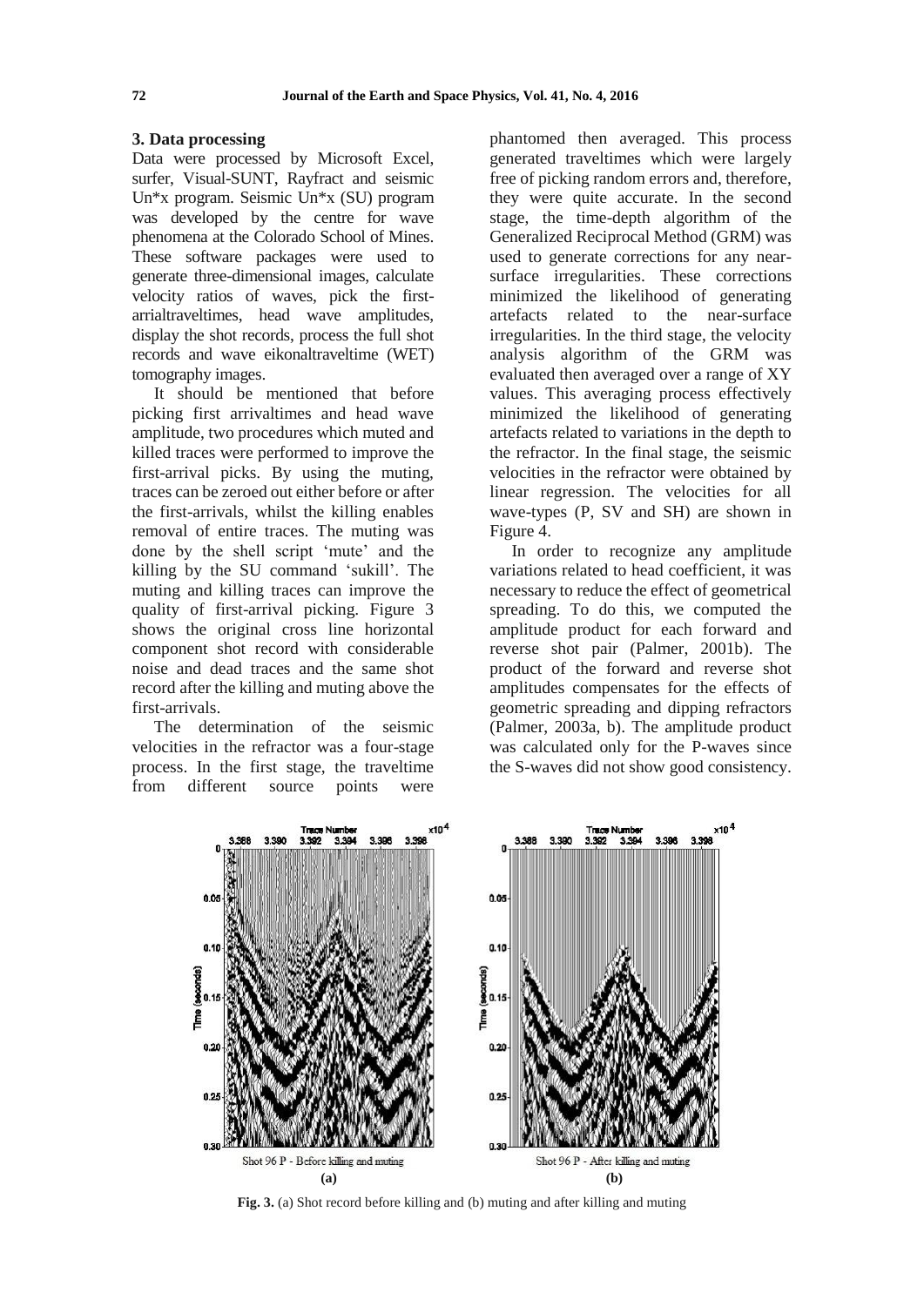## 3. Data processing

Data were processed by Microsoft Excel, surfer, Visual-SUNT, Rayfract and seismic Un*x program. Seismic Un*x (SU) program was developed by the centre for wave phenomena at the Colorado School of Mines. These software packages were used to generate three-dimensional images, calculate velocity ratios of waves, pick the first-arrialtraveltimes, head wave amplitudes, display the shot records, process the full shot records and wave eikonaltraveltime (WET) tomography images.

It should be mentioned that before picking first arrivaltimes and head wave amplitude, two procedures which muted and killed traces were performed to improve the first-arrival picks. By using the muting, traces can be zeroed out either before or after the first-arrivals, whilst the killing enables removal of entire traces. The muting was done by the shell script 'mute' and the killing by the SU command 'sukill'. The muting and killing traces can improve the quality of first-arrival picking. Figure 3 shows the original cross line horizontal component shot record with considerable noise and dead traces and the same shot record after the killing and muting above the first-arrivals.

The determination of the seismic velocities in the refractor was a four-stage process. In the first stage, the traveltime from different source points were phantomed then averaged. This process generated traveltimes which were largely free of picking random errors and, therefore, they were quite accurate. In the second stage, the time-depth algorithm of the Generalized Reciprocal Method (GRM) was used to generate corrections for any near-surface irregularities. These corrections minimized the likelihood of generating artefacts related to the near-surface irregularities. In the third stage, the velocity analysis algorithm of the GRM was evaluated then averaged over a range of XY values. This averaging process effectively minimized the likelihood of generating artefacts related to variations in the depth to the refractor. In the final stage, the seismic velocities in the refractor were obtained by linear regression. The velocities for all wave-types (P, SV and SH) are shown in Figure 4.

In order to recognize any amplitude variations related to head coefficient, it was necessary to reduce the effect of geometrical spreading. To do this, we computed the amplitude product for each forward and reverse shot pair (Palmer, 2001b). The product of the forward and reverse shot amplitudes compensates for the effects of geometric spreading and dipping refractors (Palmer, 2003a, b). The amplitude product was calculated only for the P-waves since the S-waves did not show good consistency.

Shot 96 P - Before killing and muting

(a)

Shot 96 P - After killing and muting

(b)

**Fig. 3.** (a) Shot record before killing and (b) muting and after killing and muting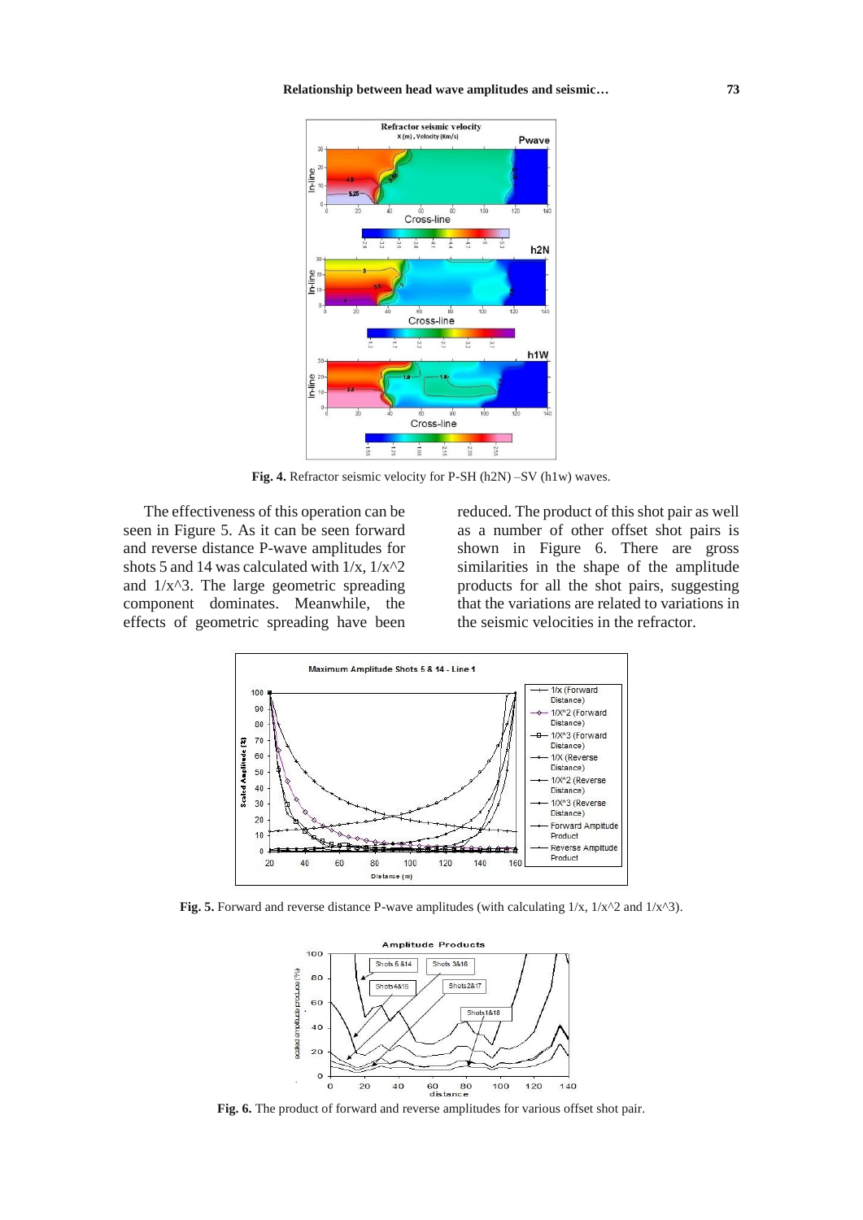Fig. 4. Refractor seismic velocity for P-SH (h2N) –SV (h1w) waves.

The effectiveness of this operation can be seen in Figure 5. As it can be seen forward and reverse distance P-wave amplitudes for shots 5 and 14 was calculated with 1/x, 1/x^2 and 1/x^3. The large geometric spreading component dominates. Meanwhile, the effects of geometric spreading have been reduced. The product of this shot pair as well as a number of other offset shot pairs is shown in Figure 6. There are gross similarities in the shape of the amplitude products for all the shot pairs, suggesting that the variations are related to variations in the seismic velocities in the refractor.

Fig. 5. Forward and reverse distance P-wave amplitudes (with calculating 1/x, 1/x^2 and 1/x^3).

Fig. 6. The product of forward and reverse amplitudes for various offset shot pair.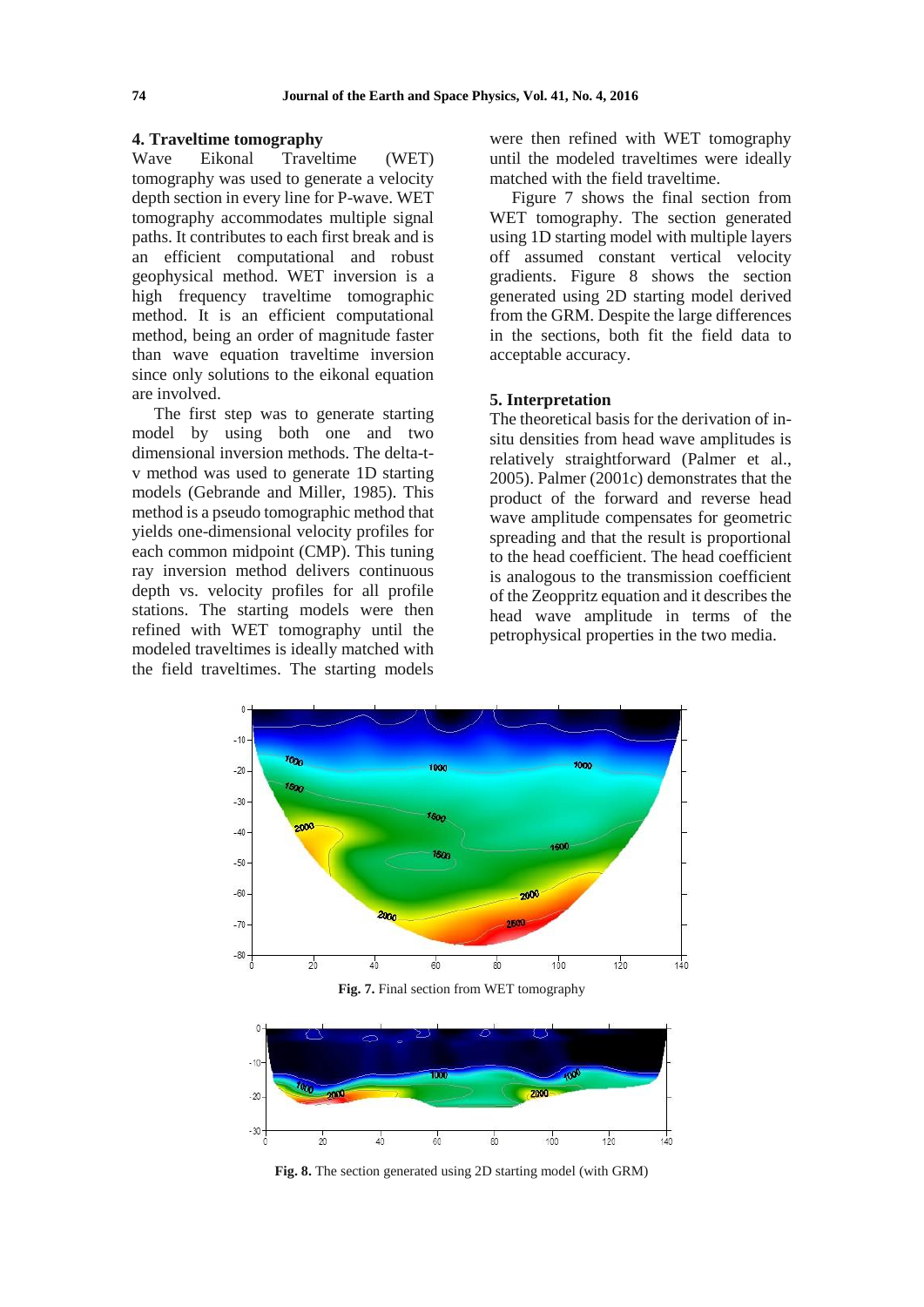## 4. Traveltime tomography

Wave Eikonal Traveltime (WET) tomography was used to generate a velocity depth section in every line for P-wave. WET tomography accommodates multiple signal paths. It contributes to each first break and is an efficient computational and robust geophysical method. WET inversion is a high frequency traveltime tomographic method. It is an efficient computational method, being an order of magnitude faster than wave equation traveltime inversion since only solutions to the eikonal equation are involved.

The first step was to generate starting model by using both one and two dimensional inversion methods. The delta-t-v method was used to generate 1D starting models (Gebrande and Miller, 1985). This method is a pseudo tomographic method that yields one-dimensional velocity profiles for each common midpoint (CMP). This tuning ray inversion method delivers continuous depth vs. velocity profiles for all profile stations. The starting models were then refined with WET tomography until the modeled traveltimes is ideally matched with the field traveltimes. The starting models were then refined with WET tomography until the modeled traveltimes were ideally matched with the field traveltime.

Figure 7 shows the final section from WET tomography. The section generated using 1D starting model with multiple layers off assumed constant vertical velocity gradients. Figure 8 shows the section generated using 2D starting model derived from the GRM. Despite the large differences in the sections, both fit the field data to acceptable accuracy.

## 5. Interpretation

The theoretical basis for the derivation of in-situ densities from head wave amplitudes is relatively straightforward (Palmer et al., 2005). Palmer (2001c) demonstrates that the product of the forward and reverse head wave amplitude compensates for geometric spreading and that the result is proportional to the head coefficient. The head coefficient is analogous to the transmission coefficient of the Zeoppritz equation and it describes the head wave amplitude in terms of the petrophysical properties in the two media.

**Fig. 7.** Final section from WET tomography

**Fig. 8.** The section generated using 2D starting model (with GRM)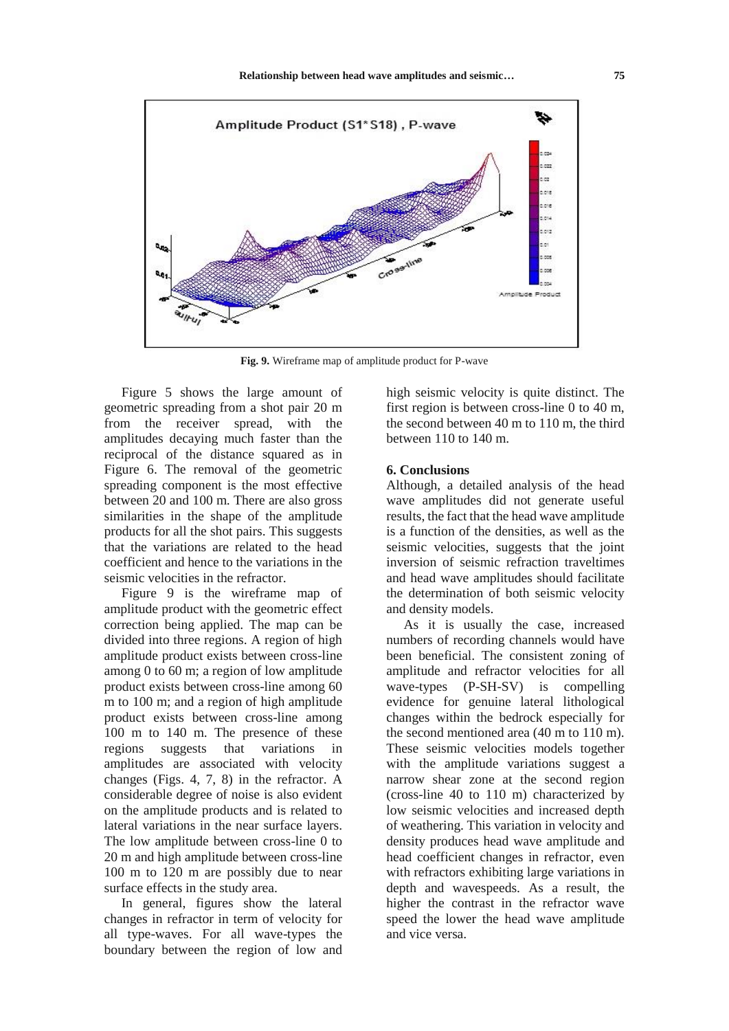**Fig. 9.** Wireframe map of amplitude product for P-wave

Figure 5 shows the large amount of geometric spreading from a shot pair 20 m from the receiver spread, with the amplitudes decaying much faster than the reciprocal of the distance squared as in Figure 6. The removal of the geometric spreading component is the most effective between 20 and 100 m. There are also gross similarities in the shape of the amplitude products for all the shot pairs. This suggests that the variations are related to the head coefficient and hence to the variations in the seismic velocities in the refractor.

Figure 9 is the wireframe map of amplitude product with the geometric effect correction being applied. The map can be divided into three regions. A region of high amplitude product exists between cross-line among 0 to 60 m; a region of low amplitude product exists between cross-line among 60 m to 100 m; and a region of high amplitude product exists between cross-line among 100 m to 140 m. The presence of these regions suggests that variations in amplitudes are associated with velocity changes (Figs. 4, 7, 8) in the refractor. A considerable degree of noise is also evident on the amplitude products and is related to lateral variations in the near surface layers. The low amplitude between cross-line 0 to 20 m and high amplitude between cross-line 100 m to 120 m are possibly due to near surface effects in the study area.

In general, figures show the lateral changes in refractor in term of velocity for all type-waves. For all wave-types the boundary between the region of low and high seismic velocity is quite distinct. The first region is between cross-line 0 to 40 m, the second between 40 m to 110 m, the third between 110 to 140 m.

## 6. Conclusions

Although, a detailed analysis of the head wave amplitudes did not generate useful results, the fact that the head wave amplitude is a function of the densities, as well as the seismic velocities, suggests that the joint inversion of seismic refraction traveltimes and head wave amplitudes should facilitate the determination of both seismic velocity and density models.

As it is usually the case, increased numbers of recording channels would have been beneficial. The consistent zoning of amplitude and refractor velocities for all wave-types (P-SH-SV) is compelling evidence for genuine lateral lithological changes within the bedrock especially for the second mentioned area (40 m to 110 m). These seismic velocities models together with the amplitude variations suggest a narrow shear zone at the second region (cross-line 40 to 110 m) characterized by low seismic velocities and increased depth of weathering. This variation in velocity and density produces head wave amplitude and head coefficient changes in refractor, even with refractors exhibiting large variations in depth and wavespeeds. As a result, the higher the contrast in the refractor wave speed the lower the head wave amplitude and vice versa.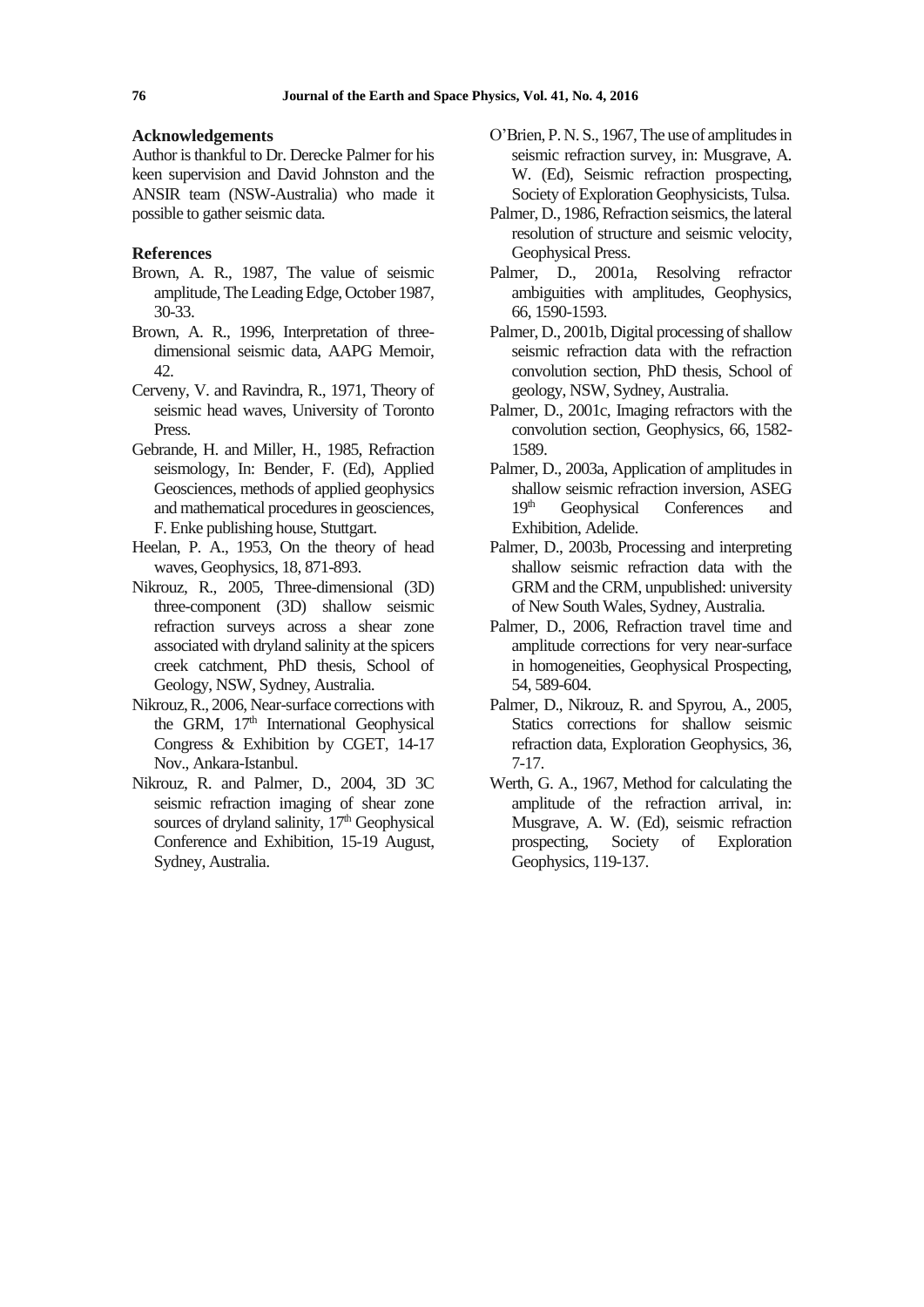## Acknowledgements

Author is thankful to Dr. Derecke Palmer for his keen supervision and David Johnston and the ANSIR team (NSW-Australia) who made it possible to gather seismic data.

## References

Brown, A. R., 1987, The value of seismic amplitude, The Leading Edge, October 1987, 30-33.

Brown, A. R., 1996, Interpretation of three-dimensional seismic data, AAPG Memoir, 42.

Cerveny, V. and Ravindra, R., 1971, Theory of seismic head waves, University of Toronto Press.

Gebrande, H. and Miller, H., 1985, Refraction seismology, In: Bender, F. (Ed), Applied Geosciences, methods of applied geophysics and mathematical procedures in geosciences, F. Enke publishing house, Stuttgart.

Heelan, P. A., 1953, On the theory of head waves, Geophysics, 18, 871-893.

Nikrouz, R., 2005, Three-dimensional (3D) three-component (3D) shallow seismic refraction surveys across a shear zone associated with dryland salinity at the spicers creek catchment, PhD thesis, School of Geology, NSW, Sydney, Australia.

Nikrouz, R., 2006, Near-surface corrections with the GRM, 17th International Geophysical Congress & Exhibition by CGET, 14-17 Nov., Ankara-Istanbul.

Nikrouz, R. and Palmer, D., 2004, 3D 3C seismic refraction imaging of shear zone sources of dryland salinity, 17th Geophysical Conference and Exhibition, 15-19 August, Sydney, Australia.

O'Brien, P. N. S., 1967, The use of amplitudes in seismic refraction survey, in: Musgrave, A. W. (Ed), Seismic refraction prospecting, Society of Exploration Geophysicists, Tulsa.

Palmer, D., 1986, Refraction seismics, the lateral resolution of structure and seismic velocity, Geophysical Press.

Palmer, D., 2001a, Resolving refractor ambiguities with amplitudes, Geophysics, 66, 1590-1593.

Palmer, D., 2001b, Digital processing of shallow seismic refraction data with the refraction convolution section, PhD thesis, School of geology, NSW, Sydney, Australia.

Palmer, D., 2001c, Imaging refractors with the convolution section, Geophysics, 66, 1582-1589.

Palmer, D., 2003a, Application of amplitudes in shallow seismic refraction inversion, ASEG 19th Geophysical Conferences and Exhibition, Adelide.

Palmer, D., 2003b, Processing and interpreting shallow seismic refraction data with the GRM and the CRM, unpublished: university of New South Wales, Sydney, Australia.

Palmer, D., 2006, Refraction travel time and amplitude corrections for very near-surface in homogeneities, Geophysical Prospecting, 54, 589-604.

Palmer, D., Nikrouz, R. and Spyrou, A., 2005, Statics corrections for shallow seismic refraction data, Exploration Geophysics, 36, 7-17.

Werth, G. A., 1967, Method for calculating the amplitude of the refraction arrival, in: Musgrave, A. W. (Ed), seismic refraction prospecting, Society of Exploration Geophysics, 119-137.